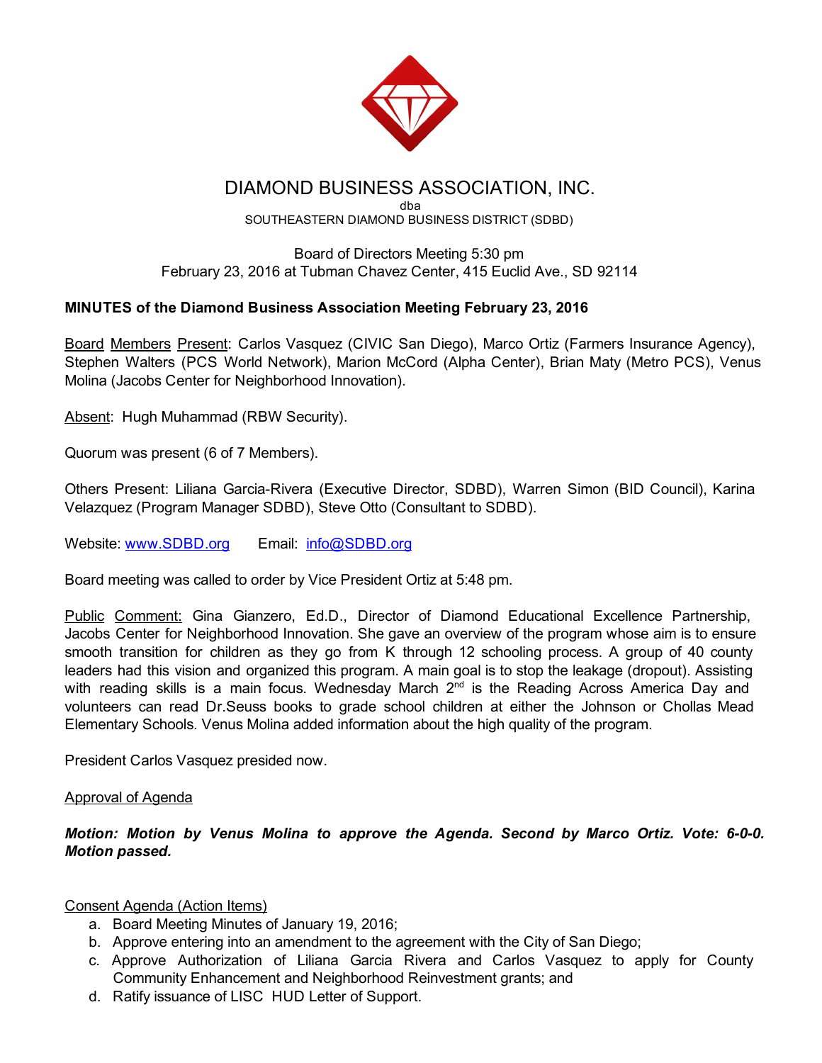# DIAMOND BUSINESS ASSOCIATION, INC.

dba

SOUTHEASTERN DIAMOND BUSINESS DISTRICT (SDBD)

Board of Directors Meeting 5:30 pm
February 23, 2016 at Tubman Chavez Center, 415 Euclid Ave., SD 92114

**MINUTES of the Diamond Business Association Meeting February 23, 2016**

Board Members Present: Carlos Vasquez (CIVIC San Diego), Marco Ortiz (Farmers Insurance Agency), Stephen Walters (PCS World Network), Marion McCord (Alpha Center), Brian Maty (Metro PCS), Venus Molina (Jacobs Center for Neighborhood Innovation).

Absent: Hugh Muhammad (RBW Security).

Quorum was present (6 of 7 Members).

Others Present: Liliana Garcia-Rivera (Executive Director, SDBD), Warren Simon (BID Council), Karina Velazquez (Program Manager SDBD), Steve Otto (Consultant to SDBD).

Website: www.SDBD.org Email: info@SDBD.org

Board meeting was called to order by Vice President Ortiz at 5:48 pm.

Public Comment: Gina Gianzero, Ed.D., Director of Diamond Educational Excellence Partnership, Jacobs Center for Neighborhood Innovation. She gave an overview of the program whose aim is to ensure smooth transition for children as they go from K through 12 schooling process. A group of 40 county leaders had this vision and organized this program. A main goal is to stop the leakage (dropout). Assisting with reading skills is a main focus. Wednesday March 2nd is the Reading Across America Day and volunteers can read Dr.Seuss books to grade school children at either the Johnson or Chollas Mead Elementary Schools. Venus Molina added information about the high quality of the program.

President Carlos Vasquez presided now.

Approval of Agenda

***Motion: Motion by Venus Molina to approve the Agenda. Second by Marco Ortiz. Vote: 6-0-0. Motion passed.***

Consent Agenda (Action Items)

a. Board Meeting Minutes of January 19, 2016;
b. Approve entering into an amendment to the agreement with the City of San Diego;
c. Approve Authorization of Liliana Garcia Rivera and Carlos Vasquez to apply for County Community Enhancement and Neighborhood Reinvestment grants; and
d. Ratify issuance of LISC HUD Letter of Support.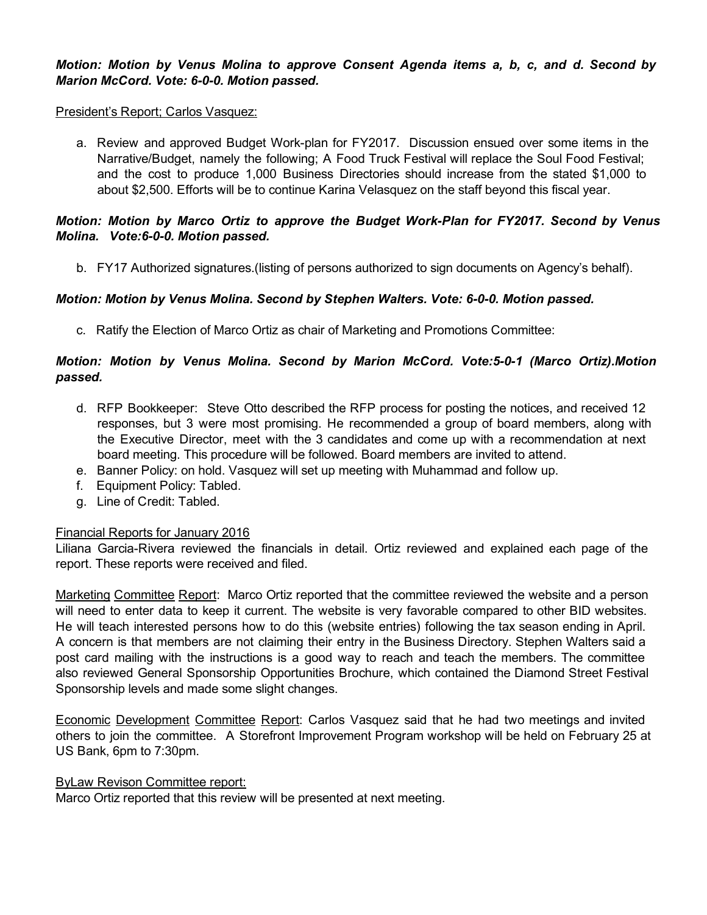***Motion: Motion by Venus Molina to approve Consent Agenda items a, b, c, and d. Second by Marion McCord. Vote: 6-0-0. Motion passed.***

<u>President's Report; Carlos Vasquez:</u>

a. Review and approved Budget Work-plan for FY2017. Discussion ensued over some items in the Narrative/Budget, namely the following; A Food Truck Festival will replace the Soul Food Festival; and the cost to produce 1,000 Business Directories should increase from the stated $1,000 to about $2,500. Efforts will be to continue Karina Velasquez on the staff beyond this fiscal year.

***Motion: Motion by Marco Ortiz to approve the Budget Work-Plan for FY2017. Second by Venus Molina. Vote:6-0-0. Motion passed.***

b. FY17 Authorized signatures.(listing of persons authorized to sign documents on Agency's behalf).

***Motion: Motion by Venus Molina. Second by Stephen Walters. Vote: 6-0-0. Motion passed.***

c. Ratify the Election of Marco Ortiz as chair of Marketing and Promotions Committee:

***Motion: Motion by Venus Molina. Second by Marion McCord. Vote:5-0-1 (Marco Ortiz).Motion passed.***

d. RFP Bookkeeper: Steve Otto described the RFP process for posting the notices, and received 12 responses, but 3 were most promising. He recommended a group of board members, along with the Executive Director, meet with the 3 candidates and come up with a recommendation at next board meeting. This procedure will be followed. Board members are invited to attend.
e. Banner Policy: on hold. Vasquez will set up meeting with Muhammad and follow up.
f. Equipment Policy: Tabled.
g. Line of Credit: Tabled.

<u>Financial Reports for January 2016</u>
Liliana Garcia-Rivera reviewed the financials in detail. Ortiz reviewed and explained each page of the report. These reports were received and filed.

<u>Marketing Committee Report</u>: Marco Ortiz reported that the committee reviewed the website and a person will need to enter data to keep it current. The website is very favorable compared to other BID websites. He will teach interested persons how to do this (website entries) following the tax season ending in April. A concern is that members are not claiming their entry in the Business Directory. Stephen Walters said a post card mailing with the instructions is a good way to reach and teach the members. The committee also reviewed General Sponsorship Opportunities Brochure, which contained the Diamond Street Festival Sponsorship levels and made some slight changes.

<u>Economic Development Committee Report</u>: Carlos Vasquez said that he had two meetings and invited others to join the committee. A Storefront Improvement Program workshop will be held on February 25 at US Bank, 6pm to 7:30pm.

<u>ByLaw Revison Committee report:</u>
Marco Ortiz reported that this review will be presented at next meeting.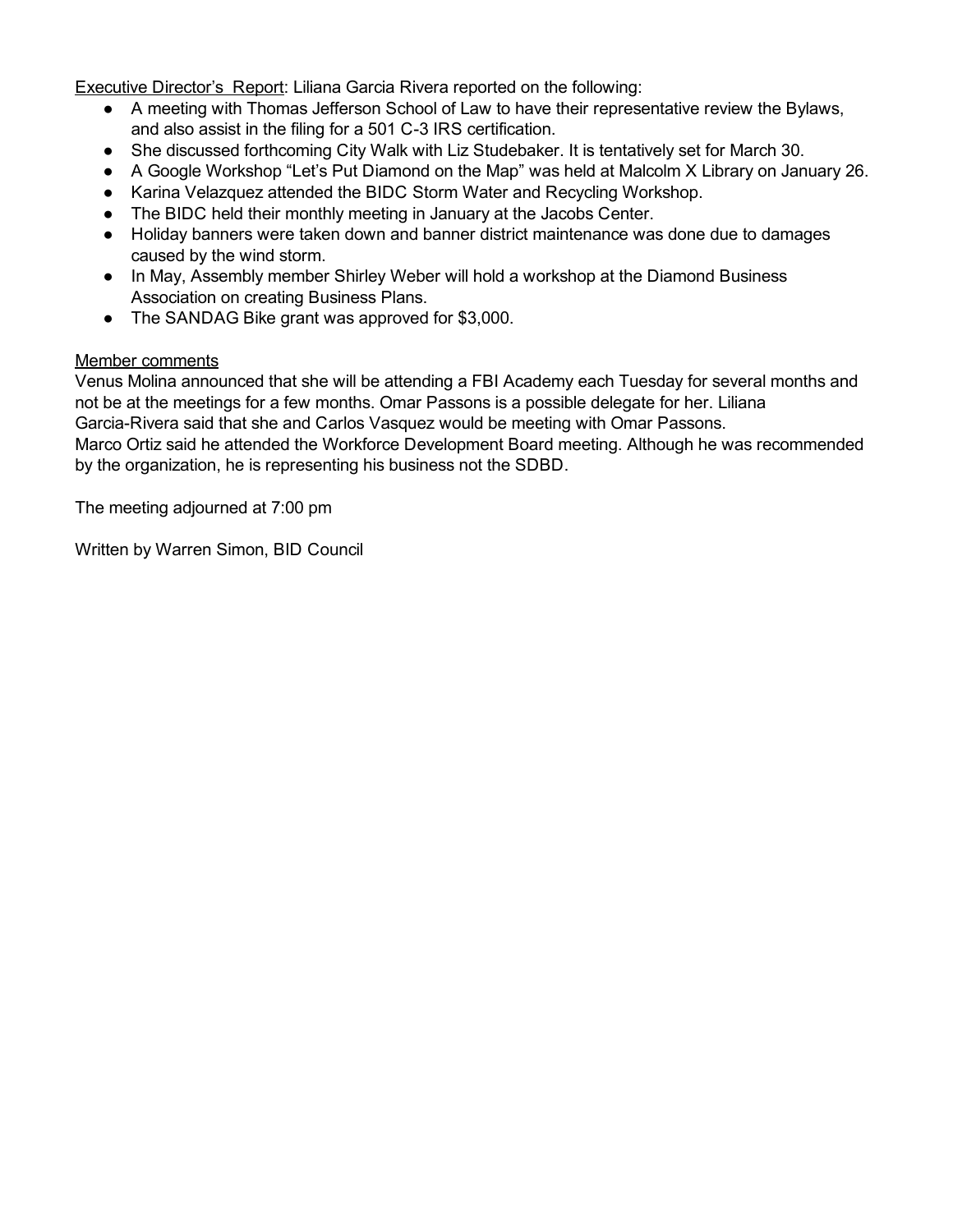Executive Director's Report: Liliana Garcia Rivera reported on the following:

- A meeting with Thomas Jefferson School of Law to have their representative review the Bylaws, and also assist in the filing for a 501 C-3 IRS certification.
- She discussed forthcoming City Walk with Liz Studebaker. It is tentatively set for March 30.
- A Google Workshop "Let's Put Diamond on the Map" was held at Malcolm X Library on January 26.
- Karina Velazquez attended the BIDC Storm Water and Recycling Workshop.
- The BIDC held their monthly meeting in January at the Jacobs Center.
- Holiday banners were taken down and banner district maintenance was done due to damages caused by the wind storm.
- In May, Assembly member Shirley Weber will hold a workshop at the Diamond Business Association on creating Business Plans.
- The SANDAG Bike grant was approved for $3,000.

Member comments

Venus Molina announced that she will be attending a FBI Academy each Tuesday for several months and not be at the meetings for a few months. Omar Passons is a possible delegate for her. Liliana Garcia-Rivera said that she and Carlos Vasquez would be meeting with Omar Passons.
Marco Ortiz said he attended the Workforce Development Board meeting. Although he was recommended by the organization, he is representing his business not the SDBD.

The meeting adjourned at 7:00 pm

Written by Warren Simon, BID Council